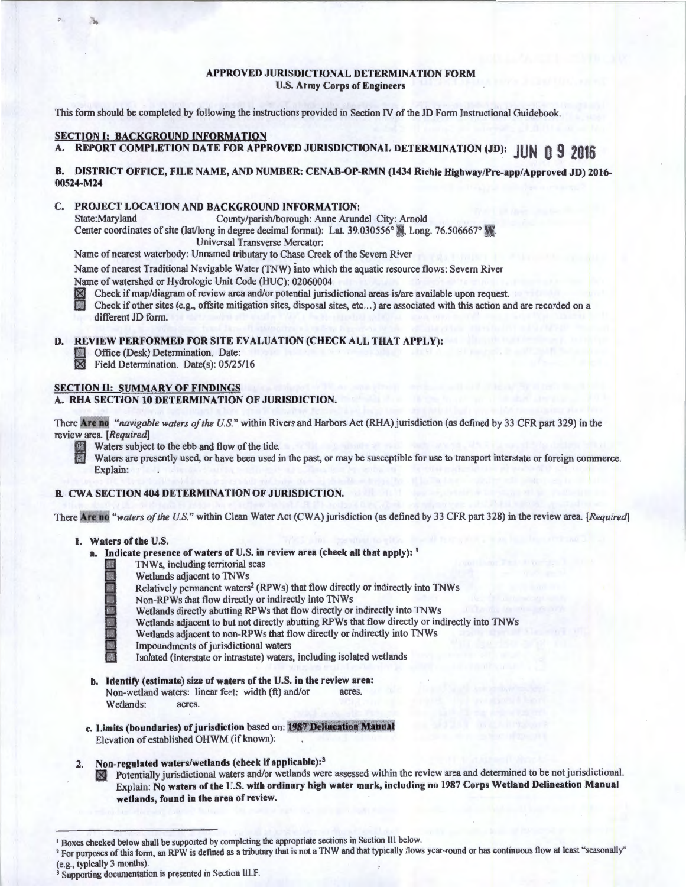# APPROVED JURISDICTIONAL DETERMINATION FORM
## U.S. Army Corps of Engineers

This form should be completed by following the instructions provided in Section IV of the JD Form Instructional Guidebook.

## SECTION I: BACKGROUND INFORMATION

**A. REPORT COMPLETION DATE FOR APPROVED JURISDICTIONAL DETERMINATION (JD): JUN 09 2016**

**B. DISTRICT OFFICE, FILE NAME, AND NUMBER: CENAB-OP-RMN (1434 Richie Highway/Pre-app/Approved JD) 2016-00524-M24**

**C. PROJECT LOCATION AND BACKGROUND INFORMATION:**

State: Maryland     County/parish/borough: Anne Arundel  City: Arnold

Center coordinates of site (lat/long in degree decimal format): Lat. 39.030556° N, Long. 76.506667° W.

Universal Transverse Mercator:

Name of nearest waterbody: Unnamed tributary to Chase Creek of the Severn River

Name of nearest Traditional Navigable Water (TNW) into which the aquatic resource flows: Severn River

Name of watershed or Hydrologic Unit Code (HUC): 02060004

☒ Check if map/diagram of review area and/or potential jurisdictional areas is/are available upon request.

☐ Check if other sites (e.g., offsite mitigation sites, disposal sites, etc...) are associated with this action and are recorded on a different JD form.

**D. REVIEW PERFORMED FOR SITE EVALUATION (CHECK ALL THAT APPLY):**

☐ Office (Desk) Determination. Date:

☒ Field Determination. Date(s): 05/25/16

## SECTION II: SUMMARY OF FINDINGS

**A. RHA SECTION 10 DETERMINATION OF JURISDICTION.**

There **Are no** *"navigable waters of the U.S."* within Rivers and Harbors Act (RHA) jurisdiction (as defined by 33 CFR part 329) in the review area. *[Required]*

☐ Waters subject to the ebb and flow of the tide.

☐ Waters are presently used, or have been used in the past, or may be susceptible for use to transport interstate or foreign commerce. Explain:

**B. CWA SECTION 404 DETERMINATION OF JURISDICTION.**

There **Are no** *"waters of the U.S."* within Clean Water Act (CWA) jurisdiction (as defined by 33 CFR part 328) in the review area. *[Required]*

**1. Waters of the U.S.**

**a. Indicate presence of waters of U.S. in review area (check all that apply):** [1]

☐ TNWs, including territorial seas
☐ Wetlands adjacent to TNWs
☐ Relatively permanent waters[2] (RPWs) that flow directly or indirectly into TNWs
☐ Non-RPWs that flow directly or indirectly into TNWs
☐ Wetlands directly abutting RPWs that flow directly or indirectly into TNWs
☐ Wetlands adjacent to but not directly abutting RPWs that flow directly or indirectly into TNWs
☐ Wetlands adjacent to non-RPWs that flow directly or indirectly into TNWs
☐ Impoundments of jurisdictional waters
☐ Isolated (interstate or intrastate) waters, including isolated wetlands

**b. Identify (estimate) size of waters of the U.S. in the review area:**

Non-wetland waters: linear feet: width (ft) and/or acres.

Wetlands: acres.

**c. Limits (boundaries) of jurisdiction** based on: **1987 Delineation Manual**

Elevation of established OHWM (if known):

**2. Non-regulated waters/wetlands (check if applicable):**[3]

☒ Potentially jurisdictional waters and/or wetlands were assessed within the review area and determined to be not jurisdictional. Explain: **No waters of the U.S. with ordinary high water mark, including no 1987 Corps Wetland Delineation Manual wetlands, found in the area of review.**

---

[1] Boxes checked below shall be supported by completing the appropriate sections in Section III below.

[2] For purposes of this form, an RPW is defined as a tributary that is not a TNW and that typically flows year-round or has continuous flow at least "seasonally" (e.g., typically 3 months).

[3] Supporting documentation is presented in Section III.F.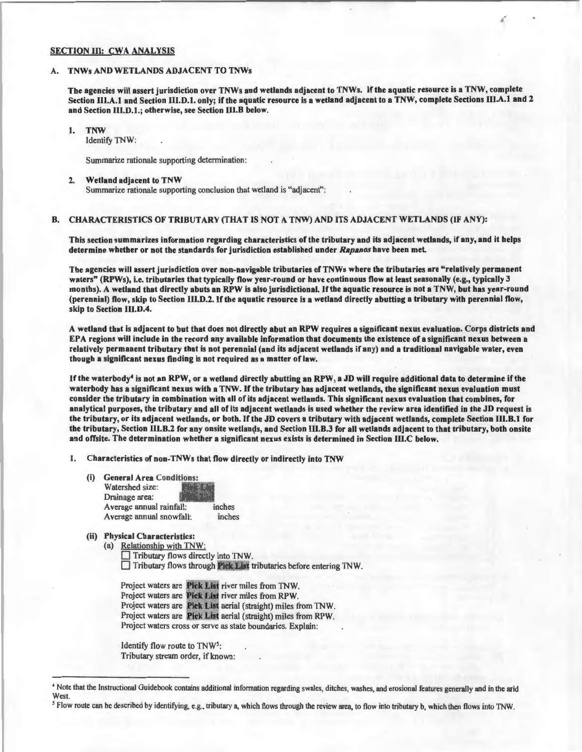## SECTION III: CWA ANALYSIS

### A. TNWs AND WETLANDS ADJACENT TO TNWs

**The agencies will assert jurisdiction over TNWs and wetlands adjacent to TNWs. If the aquatic resource is a TNW, complete Section III.A.1 and Section III.D.1. only; if the aquatic resource is a wetland adjacent to a TNW, complete Sections III.A.1 and 2 and Section III.D.1.; otherwise, see Section III.B below.**

1. **TNW**
   Identify TNW: .

   Summarize rationale supporting determination: .

2. **Wetland adjacent to TNW**
   Summarize rationale supporting conclusion that wetland is "adjacent": .

### B. CHARACTERISTICS OF TRIBUTARY (THAT IS NOT A TNW) AND ITS ADJACENT WETLANDS (IF ANY):

**This section summarizes information regarding characteristics of the tributary and its adjacent wetlands, if any, and it helps determine whether or not the standards for jurisdiction established under *Rapanos* have been met.**

**The agencies will assert jurisdiction over non-navigable tributaries of TNWs where the tributaries are "relatively permanent waters" (RPWs), i.e. tributaries that typically flow year-round or have continuous flow at least seasonally (e.g., typically 3 months). A wetland that directly abuts an RPW is also jurisdictional. If the aquatic resource is not a TNW, but has year-round (perennial) flow, skip to Section III.D.2. If the aquatic resource is a wetland directly abutting a tributary with perennial flow, skip to Section III.D.4.**

**A wetland that is adjacent to but that does not directly abut an RPW requires a significant nexus evaluation. Corps districts and EPA regions will include in the record any available information that documents the existence of a significant nexus between a relatively permanent tributary that is not perennial (and its adjacent wetlands if any) and a traditional navigable water, even though a significant nexus finding is not required as a matter of law.**

**If the waterbody[4] is not an RPW, or a wetland directly abutting an RPW, a JD will require additional data to determine if the waterbody has a significant nexus with a TNW. If the tributary has adjacent wetlands, the significant nexus evaluation must consider the tributary in combination with all of its adjacent wetlands. This significant nexus evaluation that combines, for analytical purposes, the tributary and all of its adjacent wetlands is used whether the review area identified in the JD request is the tributary, or its adjacent wetlands, or both. If the JD covers a tributary with adjacent wetlands, complete Section III.B.1 for the tributary, Section III.B.2 for any onsite wetlands, and Section III.B.3 for all wetlands adjacent to that tributary, both onsite and offsite. The determination whether a significant nexus exists is determined in Section III.C below.**

1. **Characteristics of non-TNWs that flow directly or indirectly into TNW**

   (i) **General Area Conditions:**
   Watershed size: Pick List
   Drainage area: Pick List
   Average annual rainfall: inches
   Average annual snowfall: inches

   (ii) **Physical Characteristics:**
   (a) Relationship with TNW:
   ☐ Tributary flows directly into TNW.
   ☐ Tributary flows through **Pick List** tributaries before entering TNW.

   Project waters are **Pick List** river miles from TNW.
   Project waters are **Pick List** river miles from RPW.
   Project waters are **Pick List** aerial (straight) miles from TNW.
   Project waters are **Pick List** aerial (straight) miles from RPW.
   Project waters cross or serve as state boundaries. Explain: .

   Identify flow route to TNW[5]: .
   Tributary stream order, if known: .

---

[4] Note that the Instructional Guidebook contains additional information regarding swales, ditches, washes, and erosional features generally and in the arid West.

[5] Flow route can be described by identifying, e.g., tributary a, which flows through the review area, to flow into tributary b, which then flows into TNW.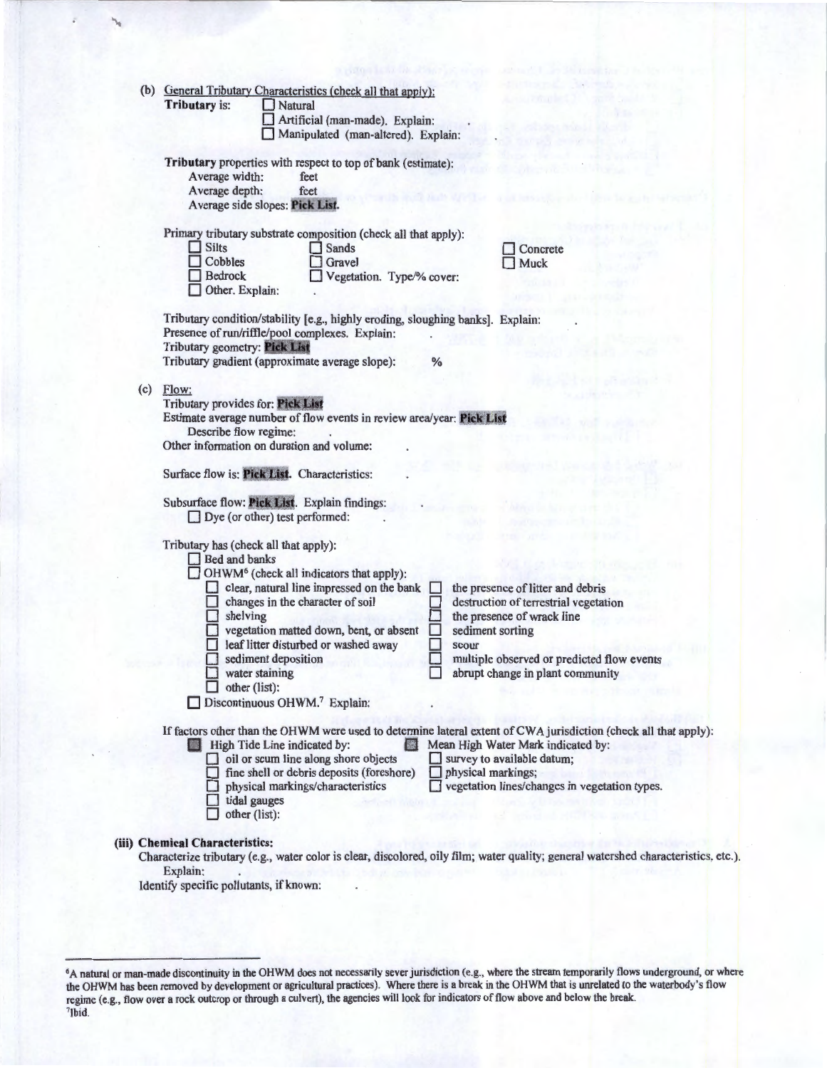(b) General Tributary Characteristics (check all that apply):

**Tributary** is:
- ☐ Natural
- ☐ Artificial (man-made). Explain:
- ☐ Manipulated (man-altered). Explain: .

**Tributary** properties with respect to top of bank (estimate):

Average width: feet
Average depth: feet
Average side slopes: **Pick List**.

Primary tributary substrate composition (check all that apply):

- ☐ Silts
- ☐ Sands
- ☐ Concrete
- ☐ Cobbles
- ☐ Gravel
- ☐ Muck
- ☐ Bedrock
- ☐ Vegetation. Type/% cover:
- ☐ Other. Explain:

Tributary condition/stability [e.g., highly eroding, sloughing banks]. Explain:
Presence of run/riffle/pool complexes. Explain: .
Tributary geometry: **Pick List**
Tributary gradient (approximate average slope): %

(c) Flow:

Tributary provides for: **Pick List**
Estimate average number of flow events in review area/year: **Pick List**
Describe flow regime: .
Other information on duration and volume: .

Surface flow is: **Pick List**. Characteristics: .

Subsurface flow: **Pick List**. Explain findings: .
☐ Dye (or other) test performed: .

Tributary has (check all that apply):
- ☐ Bed and banks
- ☐ OHWM[6] (check all indicators that apply):
  - ☐ clear, natural line impressed on the bank
  - ☐ the presence of litter and debris
  - ☐ changes in the character of soil
  - ☐ destruction of terrestrial vegetation
  - ☐ shelving
  - ☐ the presence of wrack line
  - ☐ vegetation matted down, bent, or absent
  - ☐ sediment sorting
  - ☐ leaf litter disturbed or washed away
  - ☐ scour
  - ☐ sediment deposition
  - ☐ multiple observed or predicted flow events
  - ☐ water staining
  - ☐ abrupt change in plant community
  - ☐ other (list):
- ☐ Discontinuous OHWM.[7] Explain: .

If factors other than the OHWM were used to determine lateral extent of CWA jurisdiction (check all that apply):
- ☐ High Tide Line indicated by:
  - ☐ oil or scum line along shore objects
  - ☐ fine shell or debris deposits (foreshore)
  - ☐ physical markings/characteristics
  - ☐ tidal gauges
  - ☐ other (list):
- ☐ Mean High Water Mark indicated by:
  - ☐ survey to available datum;
  - ☐ physical markings;
  - ☐ vegetation lines/changes in vegetation types.

**(iii) Chemical Characteristics:**

Characterize tributary (e.g., water color is clear, discolored, oily film; water quality; general watershed characteristics, etc.).
Explain:
Identify specific pollutants, if known: .

---

[6]A natural or man-made discontinuity in the OHWM does not necessarily sever jurisdiction (e.g., where the stream temporarily flows underground, or where the OHWM has been removed by development or agricultural practices). Where there is a break in the OHWM that is unrelated to the waterbody's flow regime (e.g., flow over a rock outcrop or through a culvert), the agencies will look for indicators of flow above and below the break.
[7]Ibid.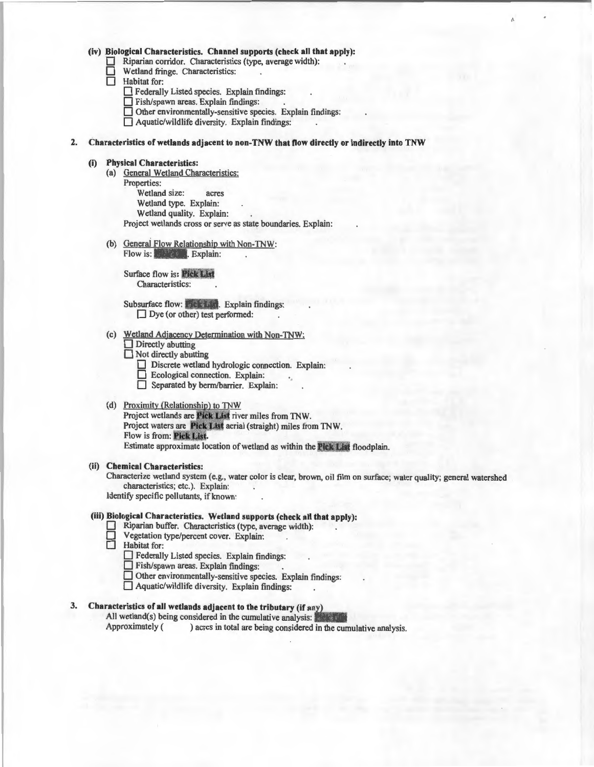**(iv) Biological Characteristics. Channel supports (check all that apply):**

- ☐ Riparian corridor. Characteristics (type, average width): .
- ☐ Wetland fringe. Characteristics: .
- ☐ Habitat for:
  - ☐ Federally Listed species. Explain findings: .
  - ☐ Fish/spawn areas. Explain findings: .
  - ☐ Other environmentally-sensitive species. Explain findings: .
  - ☐ Aquatic/wildlife diversity. Explain findings: .

**2. Characteristics of wetlands adjacent to non-TNW that flow directly or indirectly into TNW**

**(i) Physical Characteristics:**

(a) General Wetland Characteristics:

Properties:

Wetland size: acres

Wetland type. Explain: .

Wetland quality. Explain: .

Project wetlands cross or serve as state boundaries. Explain: .

(b) General Flow Relationship with Non-TNW:

Flow is: **Pick List**. Explain: .

Surface flow is: **Pick List**

Characteristics: .

Subsurface flow: **Pick List**. Explain findings: .

☐ Dye (or other) test performed: .

(c) Wetland Adjacency Determination with Non-TNW:

- ☐ Directly abutting
- ☐ Not directly abutting
  - ☐ Discrete wetland hydrologic connection. Explain: .
  - ☐ Ecological connection. Explain: .
  - ☐ Separated by berm/barrier. Explain: .

(d) Proximity (Relationship) to TNW

Project wetlands are **Pick List** river miles from TNW.

Project waters are **Pick List** aerial (straight) miles from TNW.

Flow is from: **Pick List**.

Estimate approximate location of wetland as within the **Pick List** floodplain.

**(ii) Chemical Characteristics:**

Characterize wetland system (e.g., water color is clear, brown, oil film on surface; water quality; general watershed characteristics; etc.). Explain: .

Identify specific pollutants, if known: .

**(iii) Biological Characteristics. Wetland supports (check all that apply):**

- ☐ Riparian buffer. Characteristics (type, average width): .
- ☐ Vegetation type/percent cover. Explain: .
- ☐ Habitat for:
  - ☐ Federally Listed species. Explain findings: .
  - ☐ Fish/spawn areas. Explain findings: .
  - ☐ Other environmentally-sensitive species. Explain findings: .
  - ☐ Aquatic/wildlife diversity. Explain findings: .

**3. Characteristics of all wetlands adjacent to the tributary (if any)**

All wetland(s) being considered in the cumulative analysis: **Pick List**

Approximately ( ) acres in total are being considered in the cumulative analysis.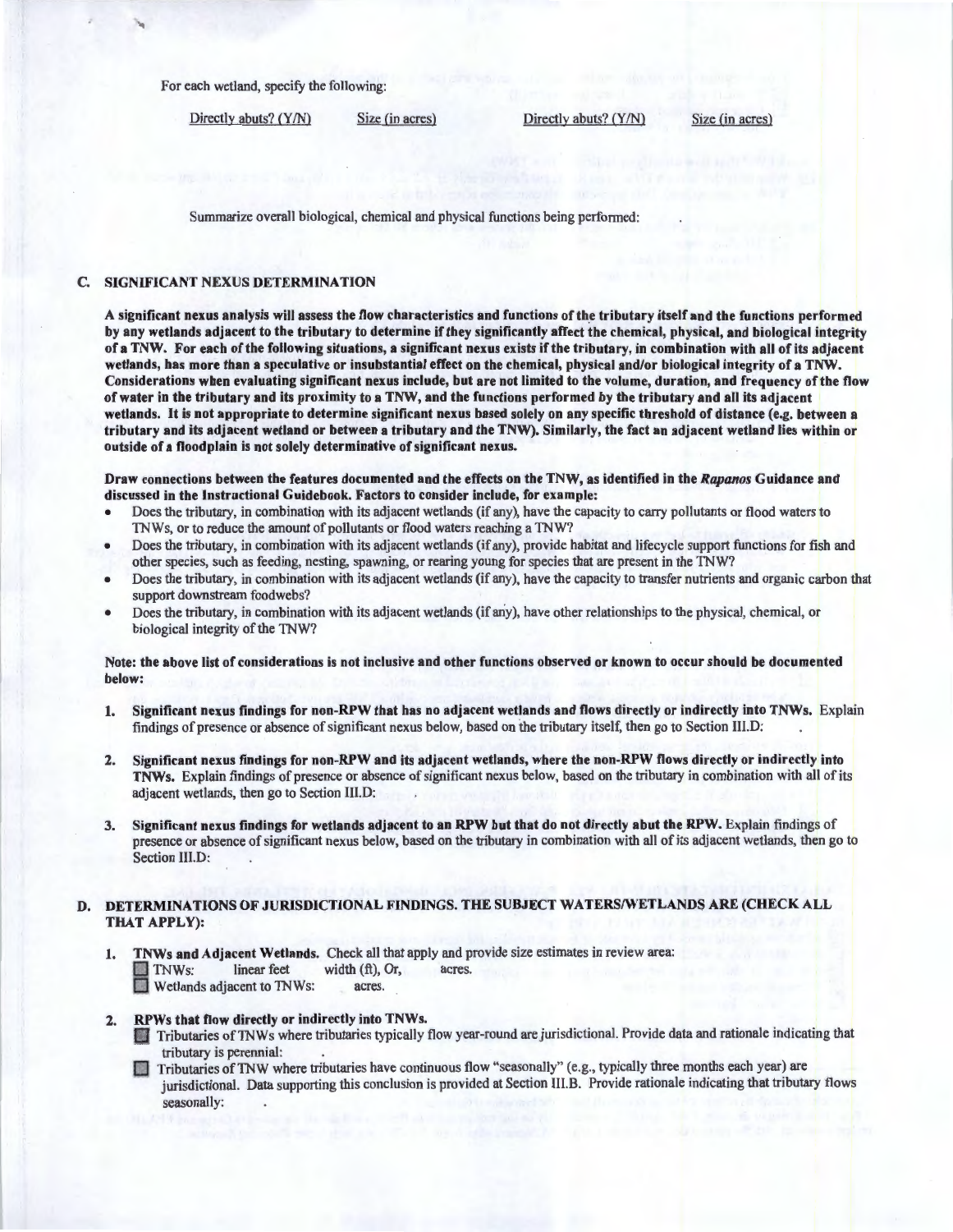For each wetland, specify the following:

| Directly abuts? (Y/N) | Size (in acres) | Directly abuts? (Y/N) | Size (in acres) |
|---|---|---|---|

Summarize overall biological, chemical and physical functions being performed: .

## C. SIGNIFICANT NEXUS DETERMINATION

**A significant nexus analysis will assess the flow characteristics and functions of the tributary itself and the functions performed by any wetlands adjacent to the tributary to determine if they significantly affect the chemical, physical, and biological integrity of a TNW. For each of the following situations, a significant nexus exists if the tributary, in combination with all of its adjacent wetlands, has more than a speculative or insubstantial effect on the chemical, physical and/or biological integrity of a TNW. Considerations when evaluating significant nexus include, but are not limited to the volume, duration, and frequency of the flow of water in the tributary and its proximity to a TNW, and the functions performed by the tributary and all its adjacent wetlands. It is not appropriate to determine significant nexus based solely on any specific threshold of distance (e.g. between a tributary and its adjacent wetland or between a tributary and the TNW). Similarly, the fact an adjacent wetland lies within or outside of a floodplain is not solely determinative of significant nexus.**

**Draw connections between the features documented and the effects on the TNW, as identified in the *Rapanos* Guidance and discussed in the Instructional Guidebook. Factors to consider include, for example:**

- Does the tributary, in combination with its adjacent wetlands (if any), have the capacity to carry pollutants or flood waters to TNWs, or to reduce the amount of pollutants or flood waters reaching a TNW?
- Does the tributary, in combination with its adjacent wetlands (if any), provide habitat and lifecycle support functions for fish and other species, such as feeding, nesting, spawning, or rearing young for species that are present in the TNW?
- Does the tributary, in combination with its adjacent wetlands (if any), have the capacity to transfer nutrients and organic carbon that support downstream foodwebs?
- Does the tributary, in combination with its adjacent wetlands (if any), have other relationships to the physical, chemical, or biological integrity of the TNW?

**Note: the above list of considerations is not inclusive and other functions observed or known to occur should be documented below:**

1. **Significant nexus findings for non-RPW that has no adjacent wetlands and flows directly or indirectly into TNWs.** Explain findings of presence or absence of significant nexus below, based on the tributary itself, then go to Section III.D: .

2. **Significant nexus findings for non-RPW and its adjacent wetlands, where the non-RPW flows directly or indirectly into TNWs.** Explain findings of presence or absence of significant nexus below, based on the tributary in combination with all of its adjacent wetlands, then go to Section III.D: .

3. **Significant nexus findings for wetlands adjacent to an RPW but that do not directly abut the RPW.** Explain findings of presence or absence of significant nexus below, based on the tributary in combination with all of its adjacent wetlands, then go to Section III.D: .

## D. DETERMINATIONS OF JURISDICTIONAL FINDINGS. THE SUBJECT WATERS/WETLANDS ARE (CHECK ALL THAT APPLY):

1. **TNWs and Adjacent Wetlands.** Check all that apply and provide size estimates in review area:
   - ☐ TNWs: linear feet width (ft), Or, acres.
   - ☐ Wetlands adjacent to TNWs: acres.

2. **RPWs that flow directly or indirectly into TNWs.**
   - ☐ Tributaries of TNWs where tributaries typically flow year-round are jurisdictional. Provide data and rationale indicating that tributary is perennial: .
   - ☐ Tributaries of TNW where tributaries have continuous flow "seasonally" (e.g., typically three months each year) are jurisdictional. Data supporting this conclusion is provided at Section III.B. Provide rationale indicating that tributary flows seasonally: .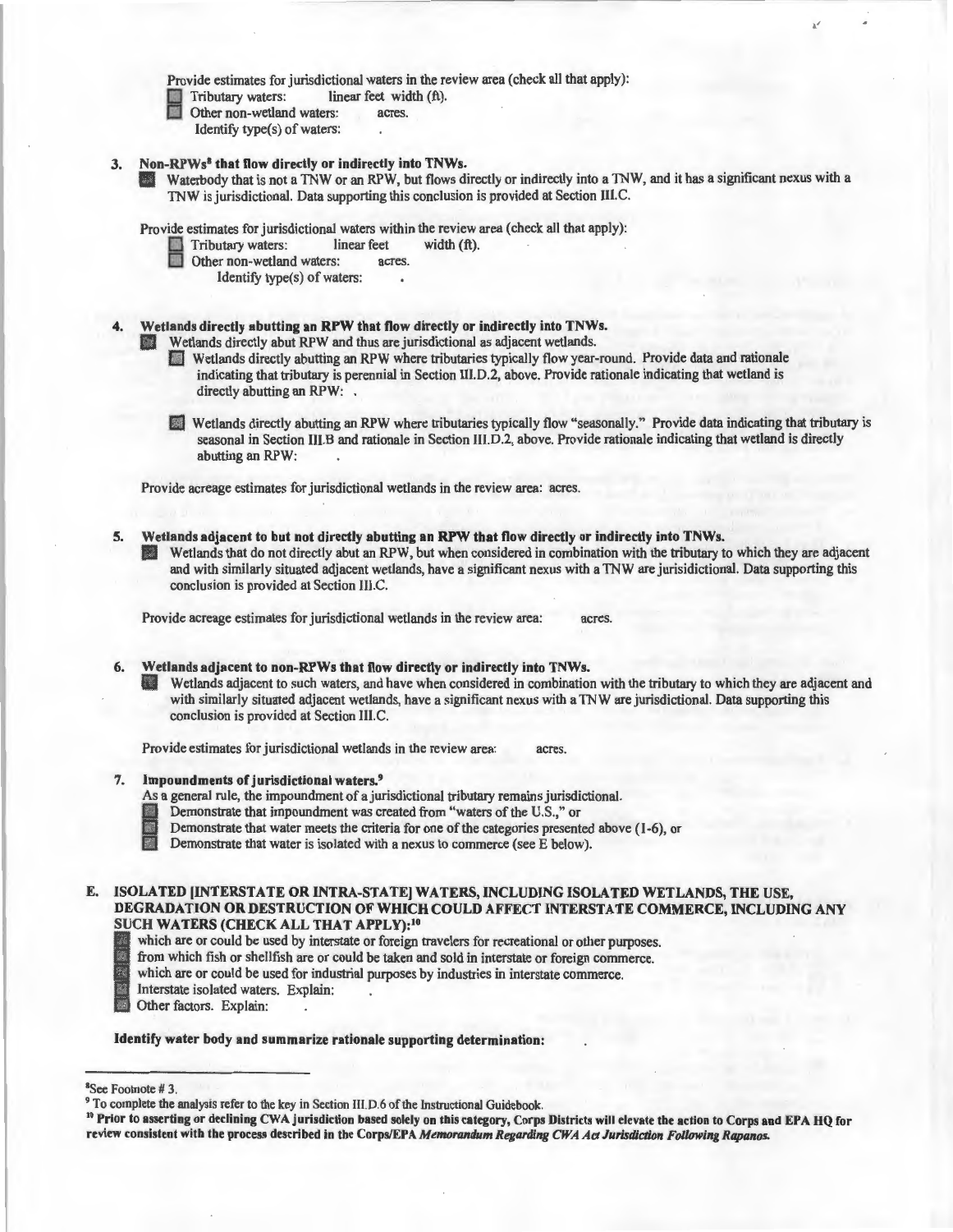Provide estimates for jurisdictional waters in the review area (check all that apply):

- ☐ Tributary waters: linear feet width (ft).
- ☐ Other non-wetland waters: acres.

Identify type(s) of waters: .

**3. Non-RPWs[8] that flow directly or indirectly into TNWs.**

☐ Waterbody that is not a TNW or an RPW, but flows directly or indirectly into a TNW, and it has a significant nexus with a TNW is jurisdictional. Data supporting this conclusion is provided at Section III.C.

Provide estimates for jurisdictional waters within the review area (check all that apply):

- ☐ Tributary waters: linear feet width (ft).
- ☐ Other non-wetland waters: acres.

Identify type(s) of waters: .

**4. Wetlands directly abutting an RPW that flow directly or indirectly into TNWs.**

☐ Wetlands directly abut RPW and thus are jurisdictional as adjacent wetlands.

- ☐ Wetlands directly abutting an RPW where tributaries typically flow year-round. Provide data and rationale indicating that tributary is perennial in Section III.D.2, above. Provide rationale indicating that wetland is directly abutting an RPW: .
- ☐ Wetlands directly abutting an RPW where tributaries typically flow "seasonally." Provide data indicating that tributary is seasonal in Section III.B and rationale in Section III.D.2, above. Provide rationale indicating that wetland is directly abutting an RPW: .

Provide acreage estimates for jurisdictional wetlands in the review area: acres.

**5. Wetlands adjacent to but not directly abutting an RPW that flow directly or indirectly into TNWs.**

☐ Wetlands that do not directly abut an RPW, but when considered in combination with the tributary to which they are adjacent and with similarly situated adjacent wetlands, have a significant nexus with a TNW are jurisidictional. Data supporting this conclusion is provided at Section III.C.

Provide acreage estimates for jurisdictional wetlands in the review area: acres.

**6. Wetlands adjacent to non-RPWs that flow directly or indirectly into TNWs.**

☐ Wetlands adjacent to such waters, and have when considered in combination with the tributary to which they are adjacent and with similarly situated adjacent wetlands, have a significant nexus with a TNW are jurisdictional. Data supporting this conclusion is provided at Section III.C.

Provide estimates for jurisdictional wetlands in the review area: acres.

**7. Impoundments of jurisdictional waters.[9]**

As a general rule, the impoundment of a jurisdictional tributary remains jurisdictional.

- ☐ Demonstrate that impoundment was created from "waters of the U.S.," or
- ☐ Demonstrate that water meets the criteria for one of the categories presented above (1-6), or
- ☐ Demonstrate that water is isolated with a nexus to commerce (see E below).

## E. ISOLATED [INTERSTATE OR INTRA-STATE] WATERS, INCLUDING ISOLATED WETLANDS, THE USE, DEGRADATION OR DESTRUCTION OF WHICH COULD AFFECT INTERSTATE COMMERCE, INCLUDING ANY SUCH WATERS (CHECK ALL THAT APPLY):[10]

- ☐ which are or could be used by interstate or foreign travelers for recreational or other purposes.
- ☐ from which fish or shellfish are or could be taken and sold in interstate or foreign commerce.
- ☐ which are or could be used for industrial purposes by industries in interstate commerce.
- ☐ Interstate isolated waters. Explain: .
- ☐ Other factors. Explain: .

**Identify water body and summarize rationale supporting determination:** .

---

[8] See Footnote # 3.

[9] To complete the analysis refer to the key in Section III.D.6 of the Instructional Guidebook.

[10] **Prior to asserting or declining CWA jurisdiction based solely on this category, Corps Districts will elevate the action to Corps and EPA HQ for review consistent with the process described in the Corps/EPA *Memorandum Regarding CWA Act Jurisdiction Following Rapanos*.**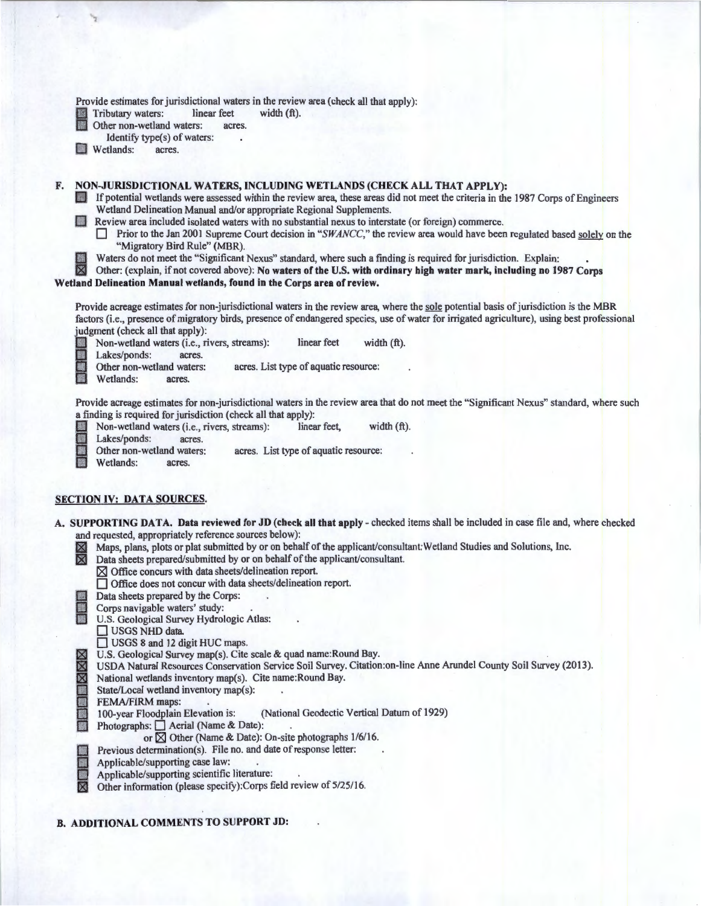Provide estimates for jurisdictional waters in the review area (check all that apply):

- ☐ Tributary waters: linear feet width (ft).
- ☐ Other non-wetland waters: acres.
  - Identify type(s) of waters: .
- ☐ Wetlands: acres.

## F. NON-JURISDICTIONAL WATERS, INCLUDING WETLANDS (CHECK ALL THAT APPLY):

- ☐ If potential wetlands were assessed within the review area, these areas did not meet the criteria in the 1987 Corps of Engineers Wetland Delineation Manual and/or appropriate Regional Supplements.
- ☐ Review area included isolated waters with no substantial nexus to interstate (or foreign) commerce.
  - ☐ Prior to the Jan 2001 Supreme Court decision in "*SWANCC*," the review area would have been regulated based solely on the "Migratory Bird Rule" (MBR).
- ☐ Waters do not meet the "Significant Nexus" standard, where such a finding is required for jurisdiction. Explain: .
- ☒ Other: (explain, if not covered above): **No waters of the U.S. with ordinary high water mark, including no 1987 Corps Wetland Delineation Manual wetlands, found in the Corps area of review.**

Provide acreage estimates for non-jurisdictional waters in the review area, where the sole potential basis of jurisdiction is the MBR factors (i.e., presence of migratory birds, presence of endangered species, use of water for irrigated agriculture), using best professional judgment (check all that apply):

- ☐ Non-wetland waters (i.e., rivers, streams): linear feet width (ft).
- ☐ Lakes/ponds: acres.
- ☐ Other non-wetland waters: acres. List type of aquatic resource: .
- ☐ Wetlands: acres.

Provide acreage estimates for non-jurisdictional waters in the review area that do not meet the "Significant Nexus" standard, where such a finding is required for jurisdiction (check all that apply):

- ☐ Non-wetland waters (i.e., rivers, streams): linear feet, width (ft).
- ☐ Lakes/ponds: acres.
- ☐ Other non-wetland waters: acres. List type of aquatic resource: .
- ☐ Wetlands: acres.

## SECTION IV: DATA SOURCES.

**A. SUPPORTING DATA. Data reviewed for JD (check all that apply** - checked items shall be included in case file and, where checked and requested, appropriately reference sources below):

- ☒ Maps, plans, plots or plat submitted by or on behalf of the applicant/consultant:Wetland Studies and Solutions, Inc.
- ☒ Data sheets prepared/submitted by or on behalf of the applicant/consultant.
  - ☒ Office concurs with data sheets/delineation report.
  - ☐ Office does not concur with data sheets/delineation report.
- ☐ Data sheets prepared by the Corps: .
- ☐ Corps navigable waters' study: .
- ☐ U.S. Geological Survey Hydrologic Atlas: .
  - ☐ USGS NHD data.
  - ☐ USGS 8 and 12 digit HUC maps.
- ☒ U.S. Geological Survey map(s). Cite scale & quad name:Round Bay.
- ☒ USDA Natural Resources Conservation Service Soil Survey. Citation:on-line Anne Arundel County Soil Survey (2013).
- ☒ National wetlands inventory map(s). Cite name:Round Bay.
- ☐ State/Local wetland inventory map(s): .
- ☐ FEMA/FIRM maps: .
- ☐ 100-year Floodplain Elevation is: (National Geodectic Vertical Datum of 1929)
- ☐ Photographs: ☐ Aerial (Name & Date): .
  - or ☒ Other (Name & Date): On-site photographs 1/6/16.
- ☐ Previous determination(s). File no. and date of response letter: .
- ☐ Applicable/supporting case law: .
- ☐ Applicable/supporting scientific literature: .
- ☒ Other information (please specify):Corps field review of 5/25/16.

**B. ADDITIONAL COMMENTS TO SUPPORT JD:** .